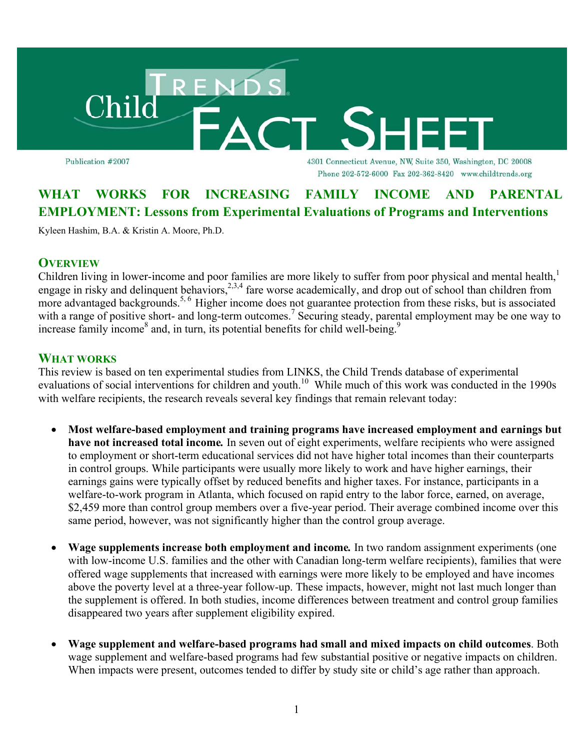# Child Trends FACT SHEET

Publication #2007

4301 Connecticut Avenue, NW, Suite 350, Washington, DC 20008
Phone 202-572-6000 Fax 202-362-8420 www.childtrends.org

## WHAT WORKS FOR INCREASING FAMILY INCOME AND PARENTAL EMPLOYMENT: Lessons from Experimental Evaluations of Programs and Interventions

Kyleen Hashim, B.A. & Kristin A. Moore, Ph.D.

### OVERVIEW

Children living in lower-income and poor families are more likely to suffer from poor physical and mental health,[1] engage in risky and delinquent behaviors,[2,3,4] fare worse academically, and drop out of school than children from more advantaged backgrounds.[5,6] Higher income does not guarantee protection from these risks, but is associated with a range of positive short- and long-term outcomes.[7] Securing steady, parental employment may be one way to increase family income[8] and, in turn, its potential benefits for child well-being.[9]

### WHAT WORKS

This review is based on ten experimental studies from LINKS, the Child Trends database of experimental evaluations of social interventions for children and youth.[10] While much of this work was conducted in the 1990s with welfare recipients, the research reveals several key findings that remain relevant today:

- **Most welfare-based employment and training programs have increased employment and earnings but have not increased total income.** In seven out of eight experiments, welfare recipients who were assigned to employment or short-term educational services did not have higher total incomes than their counterparts in control groups. While participants were usually more likely to work and have higher earnings, their earnings gains were typically offset by reduced benefits and higher taxes. For instance, participants in a welfare-to-work program in Atlanta, which focused on rapid entry to the labor force, earned, on average, $2,459 more than control group members over a five-year period. Their average combined income over this same period, however, was not significantly higher than the control group average.

- **Wage supplements increase both employment and income.** In two random assignment experiments (one with low-income U.S. families and the other with Canadian long-term welfare recipients), families that were offered wage supplements that increased with earnings were more likely to be employed and have incomes above the poverty level at a three-year follow-up. These impacts, however, might not last much longer than the supplement is offered. In both studies, income differences between treatment and control group families disappeared two years after supplement eligibility expired.

- **Wage supplement and welfare-based programs had small and mixed impacts on child outcomes**. Both wage supplement and welfare-based programs had few substantial positive or negative impacts on children. When impacts were present, outcomes tended to differ by study site or child's age rather than approach.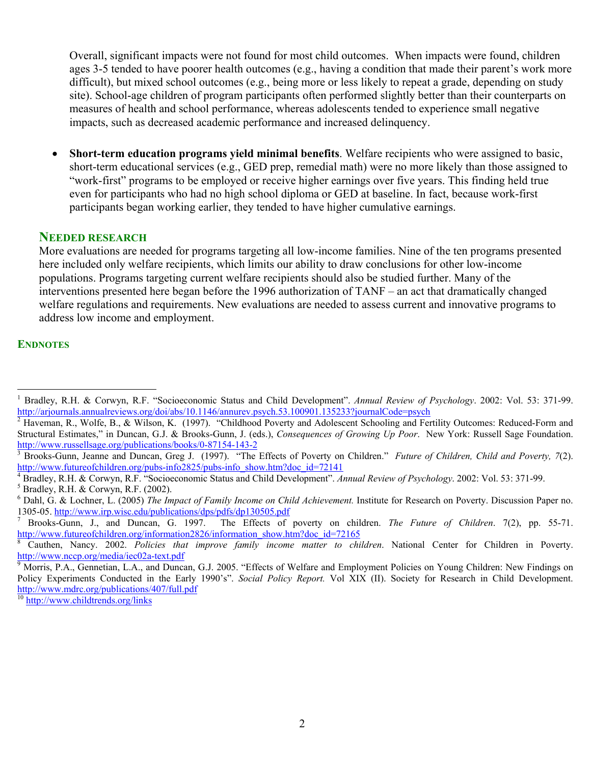Overall, significant impacts were not found for most child outcomes. When impacts were found, children ages 3-5 tended to have poorer health outcomes (e.g., having a condition that made their parent's work more difficult), but mixed school outcomes (e.g., being more or less likely to repeat a grade, depending on study site). School-age children of program participants often performed slightly better than their counterparts on measures of health and school performance, whereas adolescents tended to experience small negative impacts, such as decreased academic performance and increased delinquency.

- **Short-term education programs yield minimal benefits**. Welfare recipients who were assigned to basic, short-term educational services (e.g., GED prep, remedial math) were no more likely than those assigned to "work-first" programs to be employed or receive higher earnings over five years. This finding held true even for participants who had no high school diploma or GED at baseline. In fact, because work-first participants began working earlier, they tended to have higher cumulative earnings.

## NEEDED RESEARCH

More evaluations are needed for programs targeting all low-income families. Nine of the ten programs presented here included only welfare recipients, which limits our ability to draw conclusions for other low-income populations. Programs targeting current welfare recipients should also be studied further. Many of the interventions presented here began before the 1996 authorization of TANF – an act that dramatically changed welfare regulations and requirements. New evaluations are needed to assess current and innovative programs to address low income and employment.

## ENDNOTES

[1] Bradley, R.H. & Corwyn, R.F. "Socioeconomic Status and Child Development". *Annual Review of Psychology*. 2002: Vol. 53: 371-99. http://arjournals.annualreviews.org/doi/abs/10.1146/annurev.psych.53.100901.135233?journalCode=psych

[2] Haveman, R., Wolfe, B., & Wilson, K. (1997). "Childhood Poverty and Adolescent Schooling and Fertility Outcomes: Reduced-Form and Structural Estimates," in Duncan, G.J. & Brooks-Gunn, J. (eds.), *Consequences of Growing Up Poor*. New York: Russell Sage Foundation. http://www.russellsage.org/publications/books/0-87154-143-2

[3] Brooks-Gunn, Jeanne and Duncan, Greg J. (1997). "The Effects of Poverty on Children." *Future of Children, Child and Poverty, 7*(2). http://www.futureofchildren.org/pubs-info2825/pubs-info_show.htm?doc_id=72141

[4] Bradley, R.H. & Corwyn, R.F. "Socioeconomic Status and Child Development". *Annual Review of Psychology*. 2002: Vol. 53: 371-99.

[5] Bradley, R.H. & Corwyn, R.F. (2002).

[6] Dahl, G. & Lochner, L. (2005) *The Impact of Family Income on Child Achievement.* Institute for Research on Poverty. Discussion Paper no. 1305-05. http://www.irp.wisc.edu/publications/dps/pdfs/dp130505.pdf

[7] Brooks-Gunn, J., and Duncan, G. 1997. The Effects of poverty on children. *The Future of Children*. 7(2), pp. 55-71. http://www.futureofchildren.org/information2826/information_show.htm?doc_id=72165

[8] Cauthen, Nancy. 2002. *Policies that improve family income matter to children*. National Center for Children in Poverty. http://www.nccp.org/media/iec02a-text.pdf

[9] Morris, P.A., Gennetian, L.A., and Duncan, G.J. 2005. "Effects of Welfare and Employment Policies on Young Children: New Findings on Policy Experiments Conducted in the Early 1990's". *Social Policy Report.* Vol XIX (II). Society for Research in Child Development. http://www.mdrc.org/publications/407/full.pdf

[10] http://www.childtrends.org/links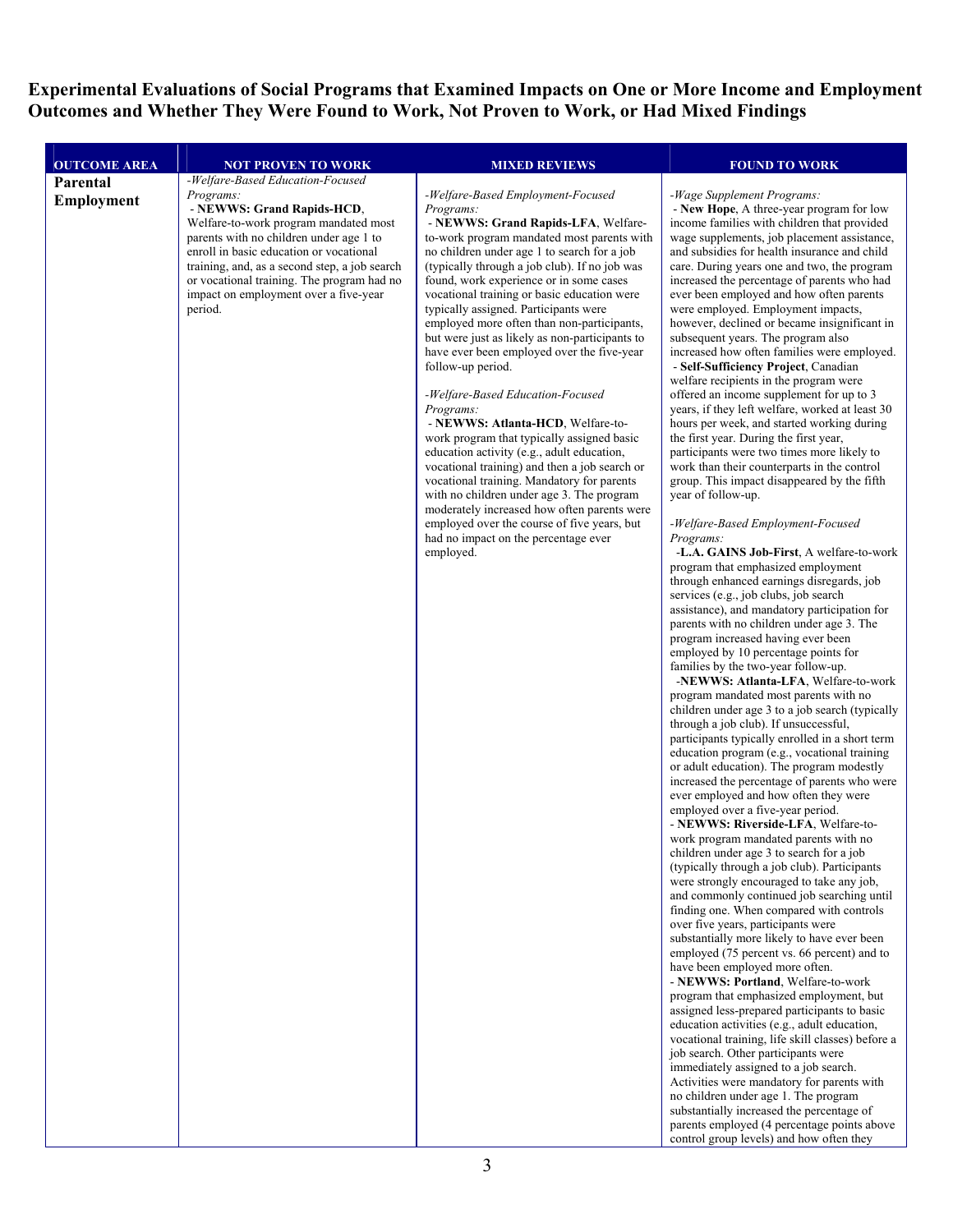## Experimental Evaluations of Social Programs that Examined Impacts on One or More Income and Employment Outcomes and Whether They Were Found to Work, Not Proven to Work, or Had Mixed Findings

| OUTCOME AREA | NOT PROVEN TO WORK | MIXED REVIEWS | FOUND TO WORK |
|---|---|---|---|
| **Parental Employment** | *-Welfare-Based Education-Focused Programs:*<br>- **NEWWS: Grand Rapids-HCD**, Welfare-to-work program mandated most parents with no children under age 1 to enroll in basic education or vocational training, and, as a second step, a job search or vocational training. The program had no impact on employment over a five-year period. | *-Welfare-Based Employment-Focused Programs:*<br>- **NEWWS: Grand Rapids-LFA**, Welfare-to-work program mandated most parents with no children under age 1 to search for a job (typically through a job club). If no job was found, work experience or in some cases vocational training or basic education were typically assigned. Participants were employed more often than non-participants, but were just as likely as non-participants to have ever been employed over the five-year follow-up period.<br><br>*-Welfare-Based Education-Focused Programs:*<br>- **NEWWS: Atlanta-HCD**, Welfare-to-work program that typically assigned basic education activity (e.g., adult education, vocational training) and then a job search or vocational training. Mandatory for parents with no children under age 3. The program moderately increased how often parents were employed over the course of five years, but had no impact on the percentage ever employed. | *-Wage Supplement Programs:*<br>- **New Hope**, A three-year program for low income families with children that provided wage supplements, job placement assistance, and subsidies for health insurance and child care. During years one and two, the program increased the percentage of parents who had ever been employed and how often parents were employed. Employment impacts, however, declined or became insignificant in subsequent years. The program also increased how often families were employed.<br>- **Self-Sufficiency Project**, Canadian welfare recipients in the program were offered an income supplement for up to 3 years, if they left welfare, worked at least 30 hours per week, and started working during the first year. During the first year, participants were two times more likely to work than their counterparts in the control group. This impact disappeared by the fifth year of follow-up.<br><br>*-Welfare-Based Employment-Focused Programs:*<br>-**L.A. GAINS Job-First**, A welfare-to-work program that emphasized employment through enhanced earnings disregards, job services (e.g., job clubs, job search assistance), and mandatory participation for parents with no children under age 3. The program increased having ever been employed by 10 percentage points for families by the two-year follow-up.<br>-**NEWWS: Atlanta-LFA**, Welfare-to-work program mandated most parents with no children under age 3 to a job search (typically through a job club). If unsuccessful, participants typically enrolled in a short term education program (e.g., vocational training or adult education). The program modestly increased the percentage of parents who were ever employed and how often they were employed over a five-year period.<br>- **NEWWS: Riverside-LFA**, Welfare-to-work program mandated parents with no children under age 3 to search for a job (typically through a job club). Participants were strongly encouraged to take any job, and commonly continued job searching until finding one. When compared with controls over five years, participants were substantially more likely to have ever been employed (75 percent vs. 66 percent) and to have been employed more often.<br>- **NEWWS: Portland**, Welfare-to-work program that emphasized employment, but assigned less-prepared participants to basic education activities (e.g., adult education, vocational training, life skill classes) before a job search. Other participants were immediately assigned to a job search. Activities were mandatory for parents with no children under age 1. The program substantially increased the percentage of parents employed (4 percentage points above control group levels) and how often they |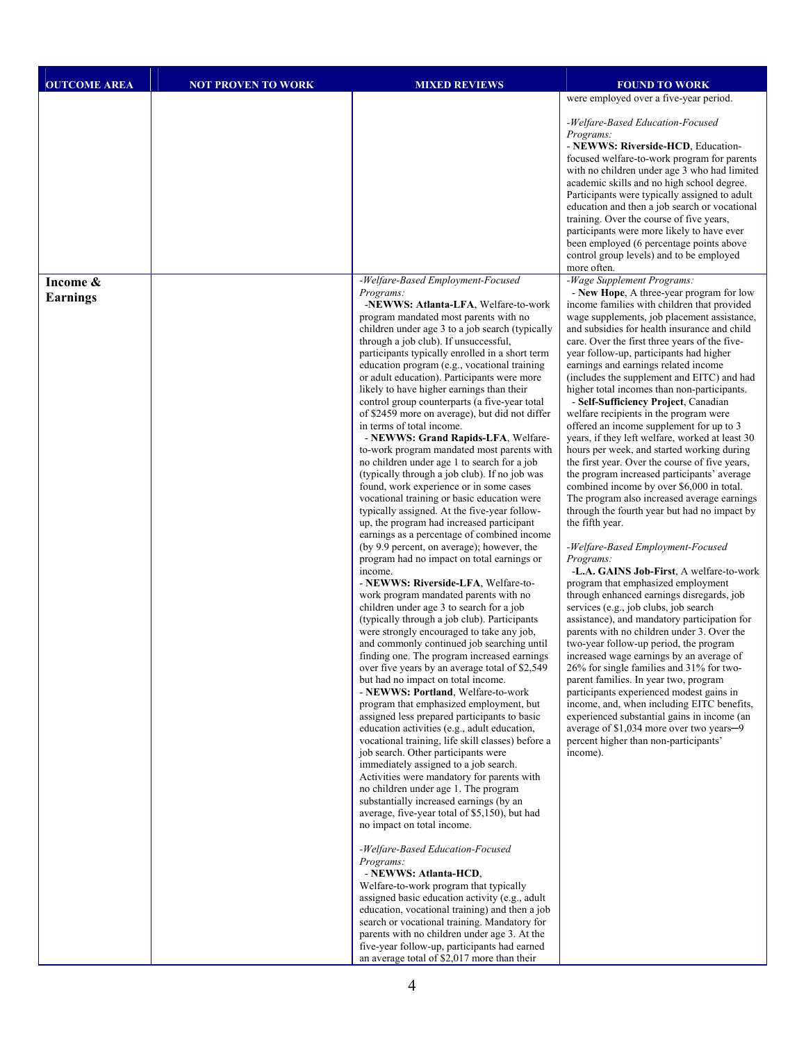| OUTCOME AREA | NOT PROVEN TO WORK | MIXED REVIEWS | FOUND TO WORK |
|---|---|---|---|
| | | | were employed over a five-year period.<br><br>*-Welfare-Based Education-Focused Programs:*<br>- **NEWWS: Riverside-HCD**, Education-focused welfare-to-work program for parents with no children under age 3 who had limited academic skills and no high school degree. Participants were typically assigned to adult education and then a job search or vocational training. Over the course of five years, participants were more likely to have ever been employed (6 percentage points above control group levels) and to be employed more often. |
| **Income & Earnings** | | *-Welfare-Based Employment-Focused Programs:*<br>-**NEWWS: Atlanta-LFA**, Welfare-to-work program mandated most parents with no children under age 3 to a job search (typically through a job club). If unsuccessful, participants typically enrolled in a short term education program (e.g., vocational training or adult education). Participants were more likely to have higher earnings than their control group counterparts (a five-year total of $2459 more on average), but did not differ in terms of total income.<br>- **NEWWS: Grand Rapids-LFA**, Welfare-to-work program mandated most parents with no children under age 1 to search for a job (typically through a job club). If no job was found, work experience or in some cases vocational training or basic education were typically assigned. At the five-year follow-up, the program had increased participant earnings as a percentage of combined income (by 9.9 percent, on average); however, the program had no impact on total earnings or income.<br>- **NEWWS: Riverside-LFA**, Welfare-to-work program mandated parents with no children under age 3 to search for a job (typically through a job club). Participants were strongly encouraged to take any job, and commonly continued job searching until finding one. The program increased earnings over five years by an average total of $2,549 but had no impact on total income.<br>- **NEWWS: Portland**, Welfare-to-work program that emphasized employment, but assigned less prepared participants to basic education activities (e.g., adult education, vocational training, life skill classes) before a job search. Other participants were immediately assigned to a job search. Activities were mandatory for parents with no children under age 1. The program substantially increased earnings (by an average, five-year total of $5,150), but had no impact on total income.<br><br>*-Welfare-Based Education-Focused Programs:*<br>- **NEWWS: Atlanta-HCD**, Welfare-to-work program that typically assigned basic education activity (e.g., adult education, vocational training) and then a job search or vocational training. Mandatory for parents with no children under age 3. At the five-year follow-up, participants had earned an average total of $2,017 more than their | *-Wage Supplement Programs:*<br>- **New Hope**, A three-year program for low income families with children that provided wage supplements, job placement assistance, and subsidies for health insurance and child care. Over the first three years of the five-year follow-up, participants had higher earnings and earnings related income (includes the supplement and EITC) and had higher total incomes than non-participants.<br>- **Self-Sufficiency Project**, Canadian welfare recipients in the program were offered an income supplement for up to 3 years, if they left welfare, worked at least 30 hours per week, and started working during the first year. Over the course of five years, the program increased participants' average combined income by over $6,000 in total. The program also increased average earnings through the fourth year but had no impact by the fifth year.<br><br>*-Welfare-Based Employment-Focused Programs:*<br>-**L.A. GAINS Job-First**, A welfare-to-work program that emphasized employment through enhanced earnings disregards, job services (e.g., job clubs, job search assistance), and mandatory participation for parents with no children under 3. Over the two-year follow-up period, the program increased wage earnings by an average of 26% for single families and 31% for two-parent families. In year two, program participants experienced modest gains in income, and, when including EITC benefits, experienced substantial gains in income (an average of $1,034 more over two years─9 percent higher than non-participants' income). |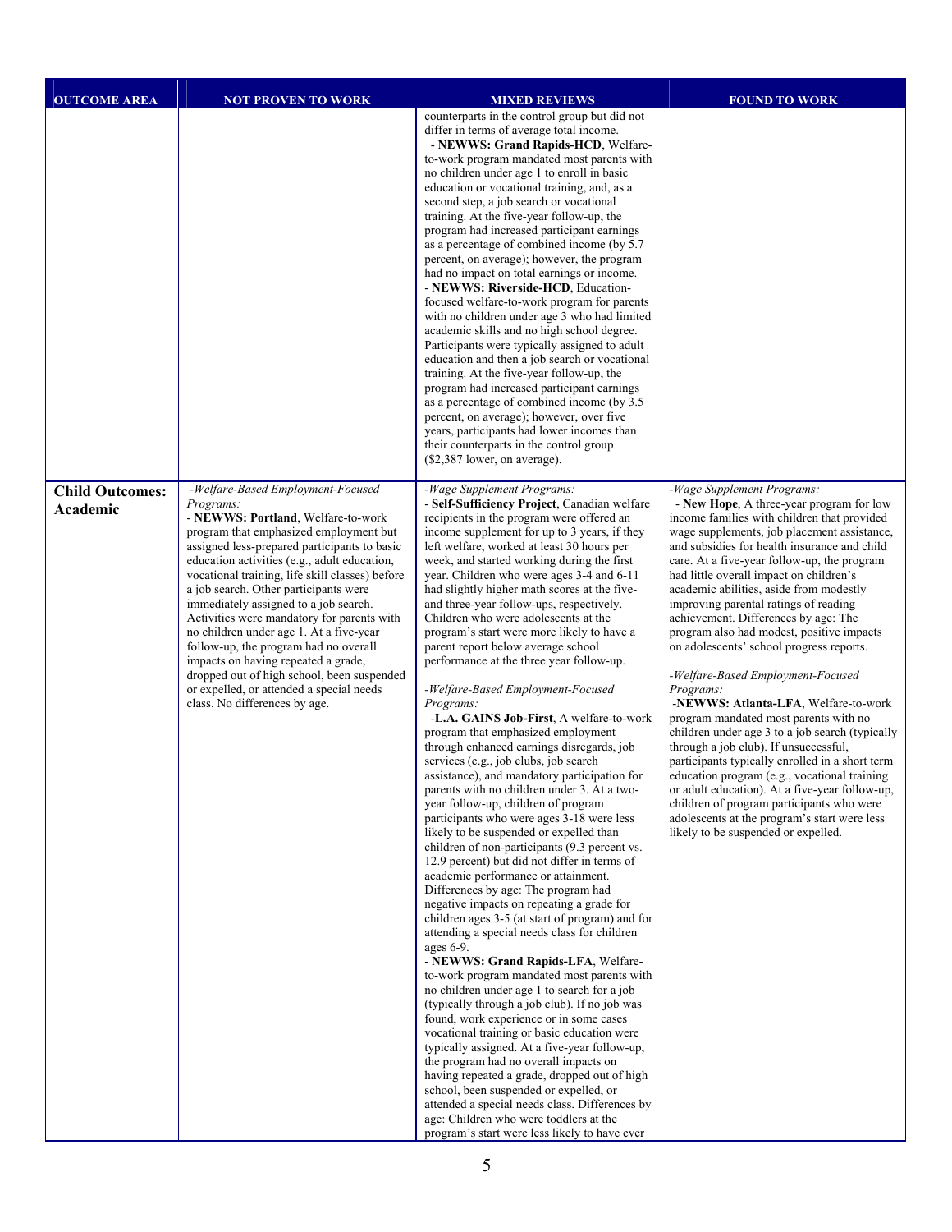| OUTCOME AREA | NOT PROVEN TO WORK | MIXED REVIEWS | FOUND TO WORK |
|---|---|---|---|
| | | counterparts in the control group but did not differ in terms of average total income.<br>- **NEWWS: Grand Rapids-HCD**, Welfare-to-work program mandated most parents with no children under age 1 to enroll in basic education or vocational training, and, as a second step, a job search or vocational training. At the five-year follow-up, the program had increased participant earnings as a percentage of combined income (by 5.7 percent, on average); however, the program had no impact on total earnings or income.<br>- **NEWWS: Riverside-HCD**, Education-focused welfare-to-work program for parents with no children under age 3 who had limited academic skills and no high school degree. Participants were typically assigned to adult education and then a job search or vocational training. At the five-year follow-up, the program had increased participant earnings as a percentage of combined income (by 3.5 percent, on average); however, over five years, participants had lower incomes than their counterparts in the control group ($2,387 lower, on average). | |
| **Child Outcomes: Academic** | *-Welfare-Based Employment-Focused Programs:*<br>- **NEWWS: Portland**, Welfare-to-work program that emphasized employment but assigned less-prepared participants to basic education activities (e.g., adult education, vocational training, life skill classes) before a job search. Other participants were immediately assigned to a job search. Activities were mandatory for parents with no children under age 1. At a five-year follow-up, the program had no overall impacts on having repeated a grade, dropped out of high school, been suspended or expelled, or attended a special needs class. No differences by age. | *-Wage Supplement Programs:*<br>- **Self-Sufficiency Project**, Canadian welfare recipients in the program were offered an income supplement for up to 3 years, if they left welfare, worked at least 30 hours per week, and started working during the first year. Children who were ages 3-4 and 6-11 had slightly higher math scores at the five- and three-year follow-ups, respectively. Children who were adolescents at the program's start were more likely to have a parent report below average school performance at the three year follow-up.<br><br>*-Welfare-Based Employment-Focused Programs:*<br>-**L.A. GAINS Job-First**, A welfare-to-work program that emphasized employment through enhanced earnings disregards, job services (e.g., job clubs, job search assistance), and mandatory participation for parents with no children under 3. At a two-year follow-up, children of program participants who were ages 3-18 were less likely to be suspended or expelled than children of non-participants (9.3 percent vs. 12.9 percent) but did not differ in terms of academic performance or attainment. Differences by age: The program had negative impacts on repeating a grade for children ages 3-5 (at start of program) and for attending a special needs class for children ages 6-9.<br>- **NEWWS: Grand Rapids-LFA**, Welfare-to-work program mandated most parents with no children under age 1 to search for a job (typically through a job club). If no job was found, work experience or in some cases vocational training or basic education were typically assigned. At a five-year follow-up, the program had no overall impacts on having repeated a grade, dropped out of high school, been suspended or expelled, or attended a special needs class. Differences by age: Children who were toddlers at the program's start were less likely to have ever | *-Wage Supplement Programs:*<br>- **New Hope**, A three-year program for low income families with children that provided wage supplements, job placement assistance, and subsidies for health insurance and child care. At a five-year follow-up, the program had little overall impact on children's academic abilities, aside from modestly improving parental ratings of reading achievement. Differences by age: The program also had modest, positive impacts on adolescents' school progress reports.<br><br>*-Welfare-Based Employment-Focused Programs:*<br>-**NEWWS: Atlanta-LFA**, Welfare-to-work program mandated most parents with no children under age 3 to a job search (typically through a job club). If unsuccessful, participants typically enrolled in a short term education program (e.g., vocational training or adult education). At a five-year follow-up, children of program participants who were adolescents at the program's start were less likely to be suspended or expelled. |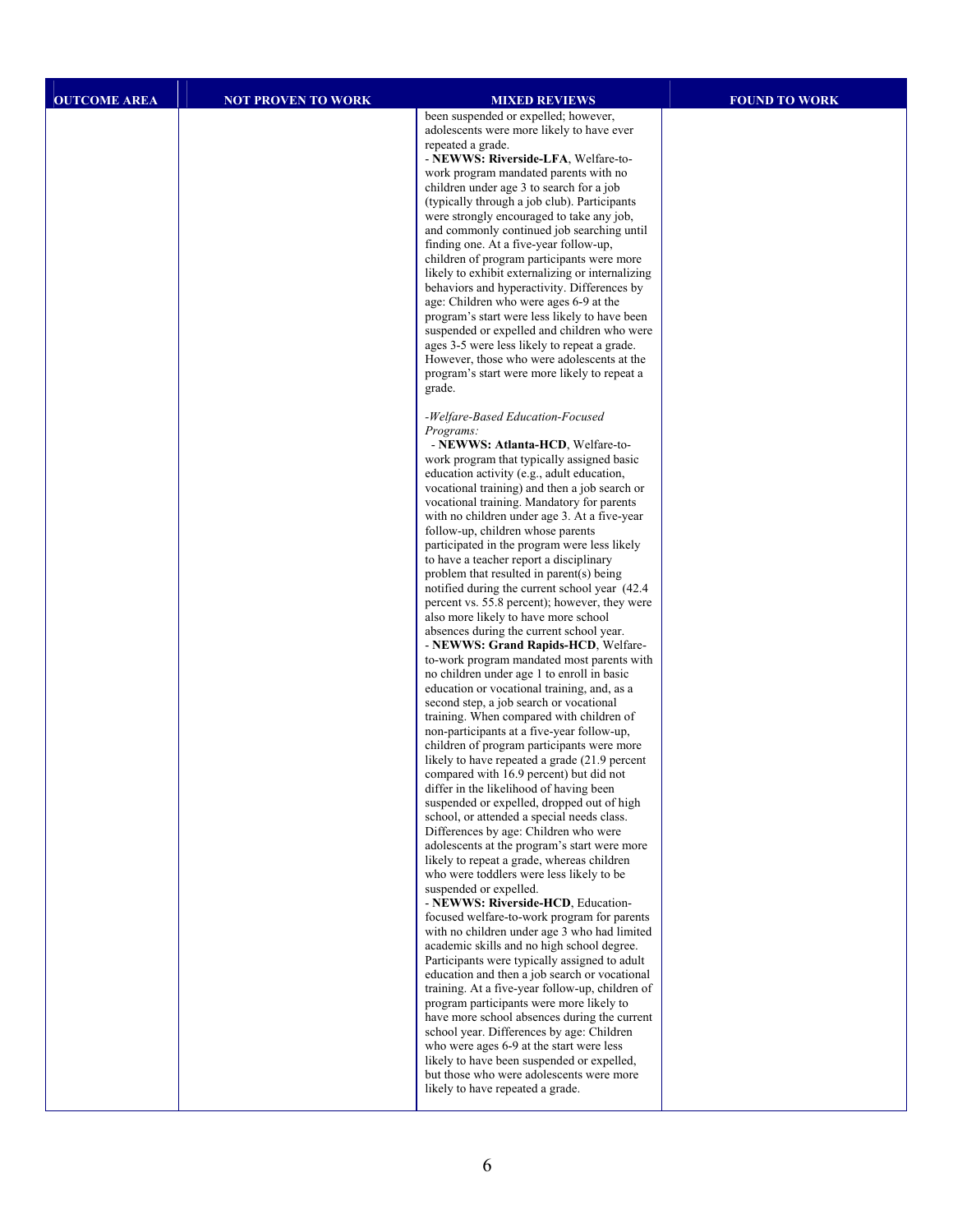| OUTCOME AREA | NOT PROVEN TO WORK | MIXED REVIEWS | FOUND TO WORK |
|---|---|---|---|
| | | been suspended or expelled; however, adolescents were more likely to have ever repeated a grade.<br>- **NEWWS: Riverside-LFA**, Welfare-to-work program mandated parents with no children under age 3 to search for a job (typically through a job club). Participants were strongly encouraged to take any job, and commonly continued job searching until finding one. At a five-year follow-up, children of program participants were more likely to exhibit externalizing or internalizing behaviors and hyperactivity. Differences by age: Children who were ages 6-9 at the program's start were less likely to have been suspended or expelled and children who were ages 3-5 were less likely to repeat a grade. However, those who were adolescents at the program's start were more likely to repeat a grade.<br><br>*-Welfare-Based Education-Focused Programs:*<br>- **NEWWS: Atlanta-HCD**, Welfare-to-work program that typically assigned basic education activity (e.g., adult education, vocational training) and then a job search or vocational training. Mandatory for parents with no children under age 3. At a five-year follow-up, children whose parents participated in the program were less likely to have a teacher report a disciplinary problem that resulted in parent(s) being notified during the current school year (42.4 percent vs. 55.8 percent); however, they were also more likely to have more school absences during the current school year.<br>- **NEWWS: Grand Rapids-HCD**, Welfare-to-work program mandated most parents with no children under age 1 to enroll in basic education or vocational training, and, as a second step, a job search or vocational training. When compared with children of non-participants at a five-year follow-up, children of program participants were more likely to have repeated a grade (21.9 percent compared with 16.9 percent) but did not differ in the likelihood of having been suspended or expelled, dropped out of high school, or attended a special needs class. Differences by age: Children who were adolescents at the program's start were more likely to repeat a grade, whereas children who were toddlers were less likely to be suspended or expelled.<br>- **NEWWS: Riverside-HCD**, Education-focused welfare-to-work program for parents with no children under age 3 who had limited academic skills and no high school degree. Participants were typically assigned to adult education and then a job search or vocational training. At a five-year follow-up, children of program participants were more likely to have more school absences during the current school year. Differences by age: Children who were ages 6-9 at the start were less likely to have been suspended or expelled, but those who were adolescents were more likely to have repeated a grade. | |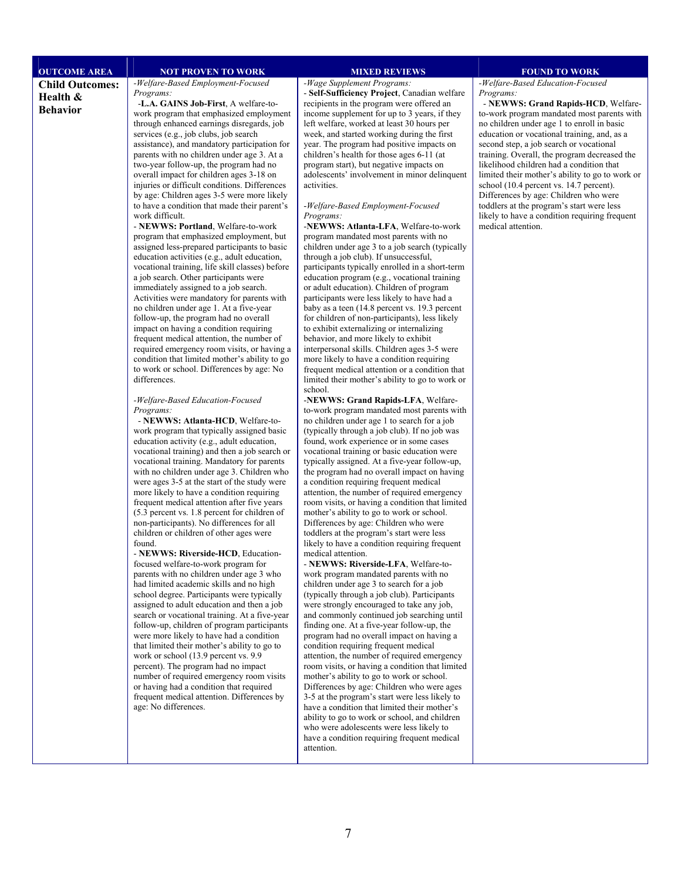| OUTCOME AREA | NOT PROVEN TO WORK | MIXED REVIEWS | FOUND TO WORK |
|---|---|---|---|
| **Child Outcomes: Health & Behavior** | *-Welfare-Based Employment-Focused Programs:*<br>-**L.A. GAINS Job-First**, A welfare-to-work program that emphasized employment through enhanced earnings disregards, job services (e.g., job clubs, job search assistance), and mandatory participation for parents with no children under age 3. At a two-year follow-up, the program had no overall impact for children ages 3-18 on injuries or difficult conditions. Differences by age: Children ages 3-5 were more likely to have a condition that made their parent's work difficult.<br>- **NEWWS: Portland**, Welfare-to-work program that emphasized employment, but assigned less-prepared participants to basic education activities (e.g., adult education, vocational training, life skill classes) before a job search. Other participants were immediately assigned to a job search. Activities were mandatory for parents with no children under age 1. At a five-year follow-up, the program had no overall impact on having a condition requiring frequent medical attention, the number of required emergency room visits, or having a condition that limited mother's ability to go to work or school. Differences by age: No differences.<br><br>*-Welfare-Based Education-Focused Programs:*<br>- **NEWWS: Atlanta-HCD**, Welfare-to-work program that typically assigned basic education activity (e.g., adult education, vocational training) and then a job search or vocational training. Mandatory for parents with no children under age 3. Children who were ages 3-5 at the start of the study were more likely to have a condition requiring frequent medical attention after five years (5.3 percent vs. 1.8 percent for children of non-participants). No differences for all children or children of other ages were found.<br>- **NEWWS: Riverside-HCD**, Education-focused welfare-to-work program for parents with no children under age 3 who had limited academic skills and no high school degree. Participants were typically assigned to adult education and then a job search or vocational training. At a five-year follow-up, children of program participants were more likely to have had a condition that limited their mother's ability to go to work or school (13.9 percent vs. 9.9 percent). The program had no impact number of required emergency room visits or having had a condition that required frequent medical attention. Differences by age: No differences. | *-Wage Supplement Programs:*<br>- **Self-Sufficiency Project**, Canadian welfare recipients in the program were offered an income supplement for up to 3 years, if they left welfare, worked at least 30 hours per week, and started working during the first year. The program had positive impacts on children's health for those ages 6-11 (at program start), but negative impacts on adolescents' involvement in minor delinquent activities.<br><br>*-Welfare-Based Employment-Focused Programs:*<br>-**NEWWS: Atlanta-LFA**, Welfare-to-work program mandated most parents with no children under age 3 to a job search (typically through a job club). If unsuccessful, participants typically enrolled in a short-term education program (e.g., vocational training or adult education). Children of program participants were less likely to have had a baby as a teen (14.8 percent vs. 19.3 percent for children of non-participants), less likely to exhibit externalizing or internalizing behavior, and more likely to exhibit interpersonal skills. Children ages 3-5 were more likely to have a condition requiring frequent medical attention or a condition that limited their mother's ability to go to work or school.<br>-**NEWWS: Grand Rapids-LFA**, Welfare-to-work program mandated most parents with no children under age 1 to search for a job (typically through a job club). If no job was found, work experience or in some cases vocational training or basic education were typically assigned. At a five-year follow-up, the program had no overall impact on having a condition requiring frequent medical attention, the number of required emergency room visits, or having a condition that limited mother's ability to go to work or school. Differences by age: Children who were toddlers at the program's start were less likely to have a condition requiring frequent medical attention.<br>- **NEWWS: Riverside-LFA**, Welfare-to-work program mandated parents with no children under age 3 to search for a job (typically through a job club). Participants were strongly encouraged to take any job, and commonly continued job searching until finding one. At a five-year follow-up, the program had no overall impact on having a condition requiring frequent medical attention, the number of required emergency room visits, or having a condition that limited mother's ability to go to work or school. Differences by age: Children who were ages 3-5 at the program's start were less likely to have a condition that limited their mother's ability to go to work or school, and children who were adolescents were less likely to have a condition requiring frequent medical attention. | *-Welfare-Based Education-Focused Programs:*<br>- **NEWWS: Grand Rapids-HCD**, Welfare-to-work program mandated most parents with no children under age 1 to enroll in basic education or vocational training, and, as a second step, a job search or vocational training. Overall, the program decreased the likelihood children had a condition that limited their mother's ability to go to work or school (10.4 percent vs. 14.7 percent). Differences by age: Children who were toddlers at the program's start were less likely to have a condition requiring frequent medical attention. |